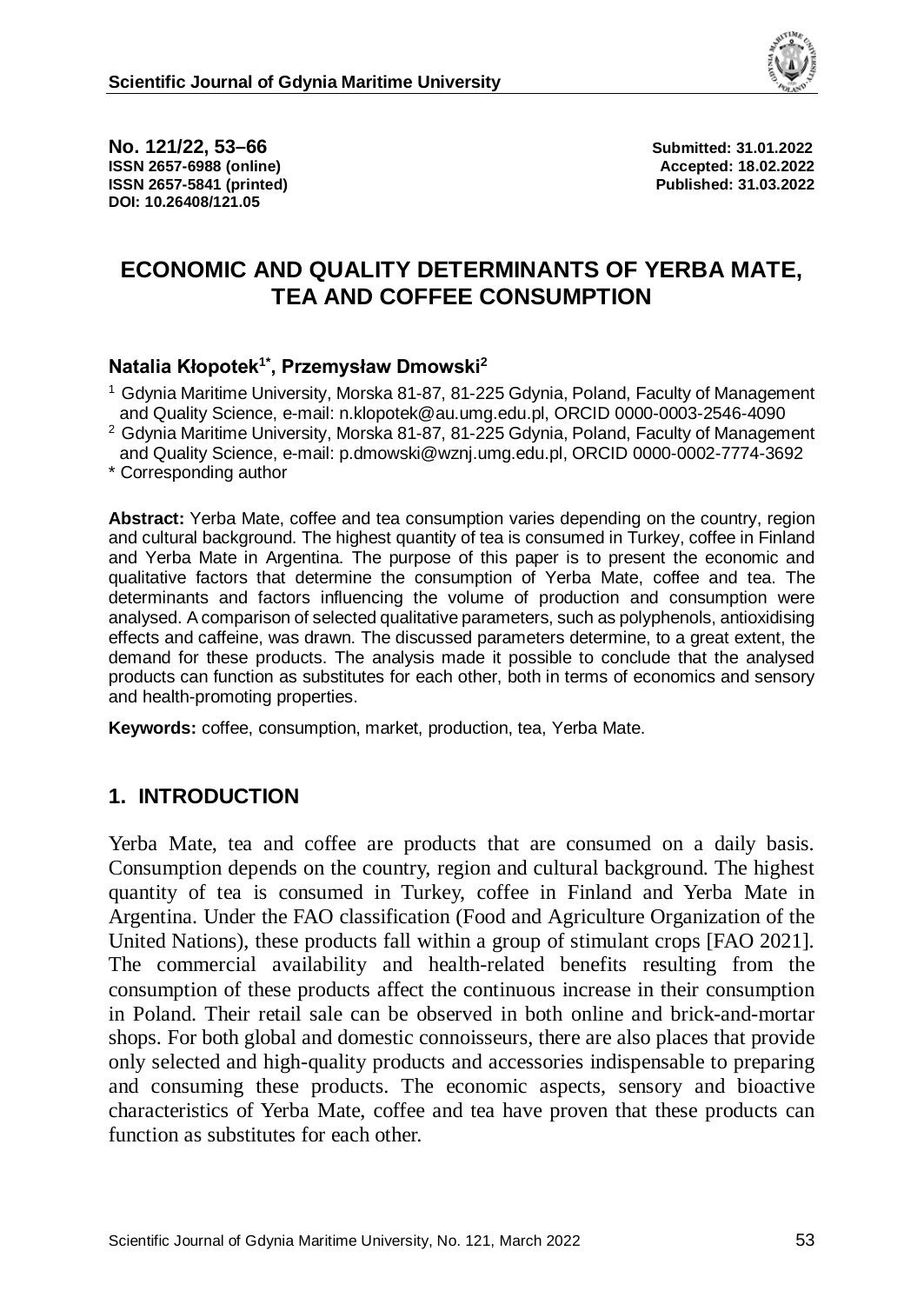**No. 121/22, 53–66**
**ISSN 2657-6988 (online)**
**ISSN 2657-5841 (printed)**
**DOI: 10.26408/121.05**

**Submitted: 31.01.2022**
**Accepted: 18.02.2022**
**Published: 31.03.2022**

# ECONOMIC AND QUALITY DETERMINANTS OF YERBA MATE, TEA AND COFFEE CONSUMPTION

**Natalia Kłopotek[1*], Przemysław Dmowski[2]**

[1] Gdynia Maritime University, Morska 81-87, 81-225 Gdynia, Poland, Faculty of Management and Quality Science, e-mail: n.klopotek@au.umg.edu.pl, ORCID 0000-0003-2546-4090

[2] Gdynia Maritime University, Morska 81-87, 81-225 Gdynia, Poland, Faculty of Management and Quality Science, e-mail: p.dmowski@wznj.umg.edu.pl, ORCID 0000-0002-7774-3692

* Corresponding author

**Abstract:** Yerba Mate, coffee and tea consumption varies depending on the country, region and cultural background. The highest quantity of tea is consumed in Turkey, coffee in Finland and Yerba Mate in Argentina. The purpose of this paper is to present the economic and qualitative factors that determine the consumption of Yerba Mate, coffee and tea. The determinants and factors influencing the volume of production and consumption were analysed. A comparison of selected qualitative parameters, such as polyphenols, antioxidising effects and caffeine, was drawn. The discussed parameters determine, to a great extent, the demand for these products. The analysis made it possible to conclude that the analysed products can function as substitutes for each other, both in terms of economics and sensory and health-promoting properties.

**Keywords:** coffee, consumption, market, production, tea, Yerba Mate.

## 1. INTRODUCTION

Yerba Mate, tea and coffee are products that are consumed on a daily basis. Consumption depends on the country, region and cultural background. The highest quantity of tea is consumed in Turkey, coffee in Finland and Yerba Mate in Argentina. Under the FAO classification (Food and Agriculture Organization of the United Nations), these products fall within a group of stimulant crops [FAO 2021]. The commercial availability and health-related benefits resulting from the consumption of these products affect the continuous increase in their consumption in Poland. Their retail sale can be observed in both online and brick-and-mortar shops. For both global and domestic connoisseurs, there are also places that provide only selected and high-quality products and accessories indispensable to preparing and consuming these products. The economic aspects, sensory and bioactive characteristics of Yerba Mate, coffee and tea have proven that these products can function as substitutes for each other.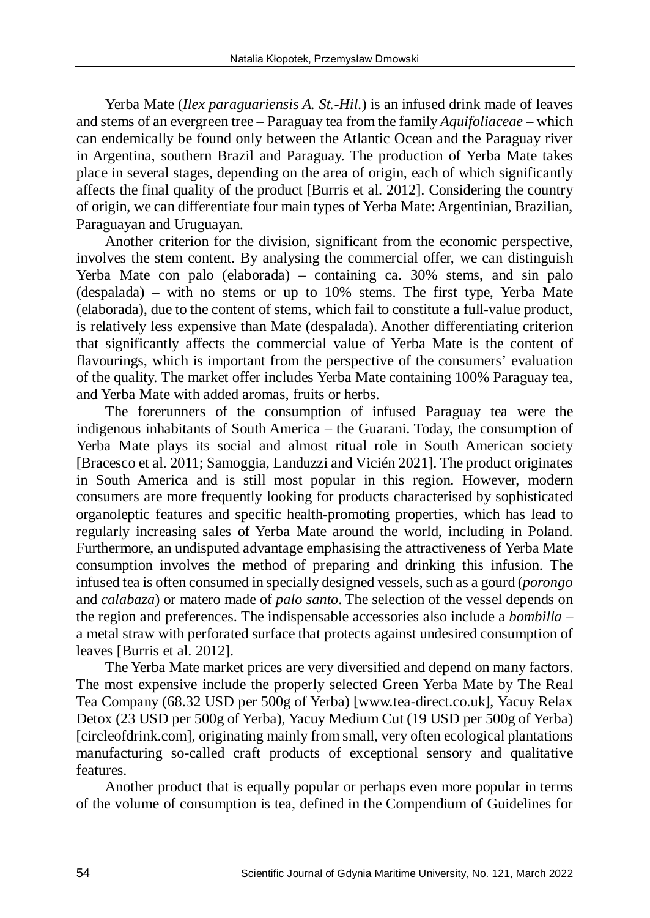Yerba Mate (*Ilex paraguariensis A. St.-Hil.*) is an infused drink made of leaves and stems of an evergreen tree – Paraguay tea from the family *Aquifoliaceae* – which can endemically be found only between the Atlantic Ocean and the Paraguay river in Argentina, southern Brazil and Paraguay. The production of Yerba Mate takes place in several stages, depending on the area of origin, each of which significantly affects the final quality of the product [Burris et al. 2012]. Considering the country of origin, we can differentiate four main types of Yerba Mate: Argentinian, Brazilian, Paraguayan and Uruguayan.

Another criterion for the division, significant from the economic perspective, involves the stem content. By analysing the commercial offer, we can distinguish Yerba Mate con palo (elaborada) – containing ca. 30% stems, and sin palo (despalada) – with no stems or up to 10% stems. The first type, Yerba Mate (elaborada), due to the content of stems, which fail to constitute a full-value product, is relatively less expensive than Mate (despalada). Another differentiating criterion that significantly affects the commercial value of Yerba Mate is the content of flavourings, which is important from the perspective of the consumers' evaluation of the quality. The market offer includes Yerba Mate containing 100% Paraguay tea, and Yerba Mate with added aromas, fruits or herbs.

The forerunners of the consumption of infused Paraguay tea were the indigenous inhabitants of South America – the Guarani. Today, the consumption of Yerba Mate plays its social and almost ritual role in South American society [Bracesco et al. 2011; Samoggia, Landuzzi and Vicién 2021]. The product originates in South America and is still most popular in this region. However, modern consumers are more frequently looking for products characterised by sophisticated organoleptic features and specific health-promoting properties, which has lead to regularly increasing sales of Yerba Mate around the world, including in Poland. Furthermore, an undisputed advantage emphasising the attractiveness of Yerba Mate consumption involves the method of preparing and drinking this infusion. The infused tea is often consumed in specially designed vessels, such as a gourd (*porongo* and *calabaza*) or matero made of *palo santo*. The selection of the vessel depends on the region and preferences. The indispensable accessories also include a *bombilla* – a metal straw with perforated surface that protects against undesired consumption of leaves [Burris et al. 2012].

The Yerba Mate market prices are very diversified and depend on many factors. The most expensive include the properly selected Green Yerba Mate by The Real Tea Company (68.32 USD per 500g of Yerba) [www.tea-direct.co.uk], Yacuy Relax Detox (23 USD per 500g of Yerba), Yacuy Medium Cut (19 USD per 500g of Yerba) [circleofdrink.com], originating mainly from small, very often ecological plantations manufacturing so-called craft products of exceptional sensory and qualitative features.

Another product that is equally popular or perhaps even more popular in terms of the volume of consumption is tea, defined in the Compendium of Guidelines for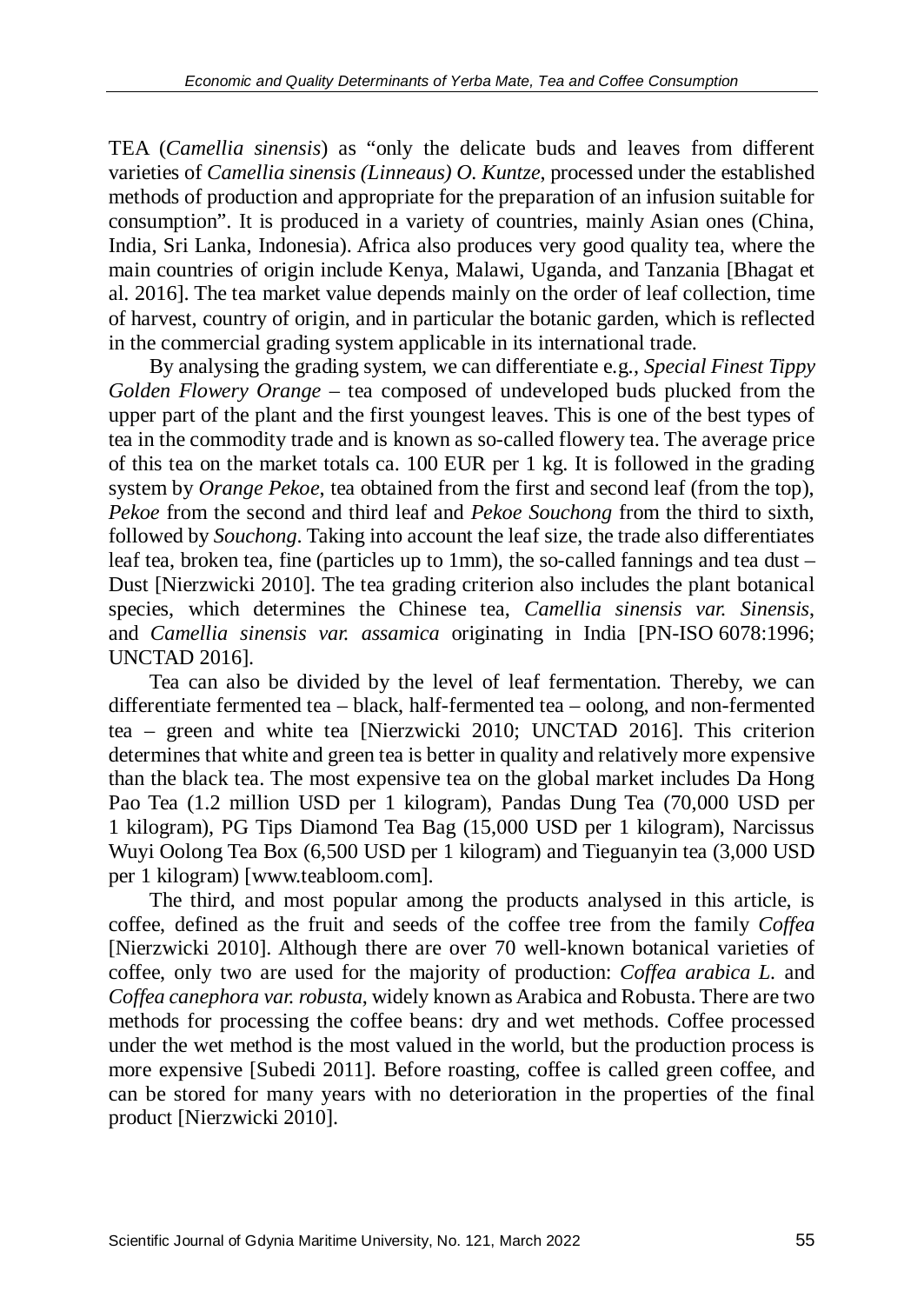TEA (*Camellia sinensis*) as "only the delicate buds and leaves from different varieties of *Camellia sinensis (Linneaus) O. Kuntze*, processed under the established methods of production and appropriate for the preparation of an infusion suitable for consumption". It is produced in a variety of countries, mainly Asian ones (China, India, Sri Lanka, Indonesia). Africa also produces very good quality tea, where the main countries of origin include Kenya, Malawi, Uganda, and Tanzania [Bhagat et al. 2016]. The tea market value depends mainly on the order of leaf collection, time of harvest, country of origin, and in particular the botanic garden, which is reflected in the commercial grading system applicable in its international trade.

By analysing the grading system, we can differentiate e.g., *Special Finest Tippy Golden Flowery Orange* – tea composed of undeveloped buds plucked from the upper part of the plant and the first youngest leaves. This is one of the best types of tea in the commodity trade and is known as so-called flowery tea. The average price of this tea on the market totals ca. 100 EUR per 1 kg. It is followed in the grading system by *Orange Pekoe*, tea obtained from the first and second leaf (from the top), *Pekoe* from the second and third leaf and *Pekoe Souchong* from the third to sixth, followed by *Souchong*. Taking into account the leaf size, the trade also differentiates leaf tea, broken tea, fine (particles up to 1mm), the so-called fannings and tea dust – Dust [Nierzwicki 2010]. The tea grading criterion also includes the plant botanical species, which determines the Chinese tea, *Camellia sinensis var. Sinensis*, and *Camellia sinensis var. assamica* originating in India [PN-ISO 6078:1996; UNCTAD 2016].

Tea can also be divided by the level of leaf fermentation. Thereby, we can differentiate fermented tea – black, half-fermented tea – oolong, and non-fermented tea – green and white tea [Nierzwicki 2010; UNCTAD 2016]. This criterion determines that white and green tea is better in quality and relatively more expensive than the black tea. The most expensive tea on the global market includes Da Hong Pao Tea (1.2 million USD per 1 kilogram), Pandas Dung Tea (70,000 USD per 1 kilogram), PG Tips Diamond Tea Bag (15,000 USD per 1 kilogram), Narcissus Wuyi Oolong Tea Box (6,500 USD per 1 kilogram) and Tieguanyin tea (3,000 USD per 1 kilogram) [www.teabloom.com].

The third, and most popular among the products analysed in this article, is coffee, defined as the fruit and seeds of the coffee tree from the family *Coffea* [Nierzwicki 2010]. Although there are over 70 well-known botanical varieties of coffee, only two are used for the majority of production: *Coffea arabica L.* and *Coffea canephora var. robusta*, widely known as Arabica and Robusta. There are two methods for processing the coffee beans: dry and wet methods. Coffee processed under the wet method is the most valued in the world, but the production process is more expensive [Subedi 2011]. Before roasting, coffee is called green coffee, and can be stored for many years with no deterioration in the properties of the final product [Nierzwicki 2010].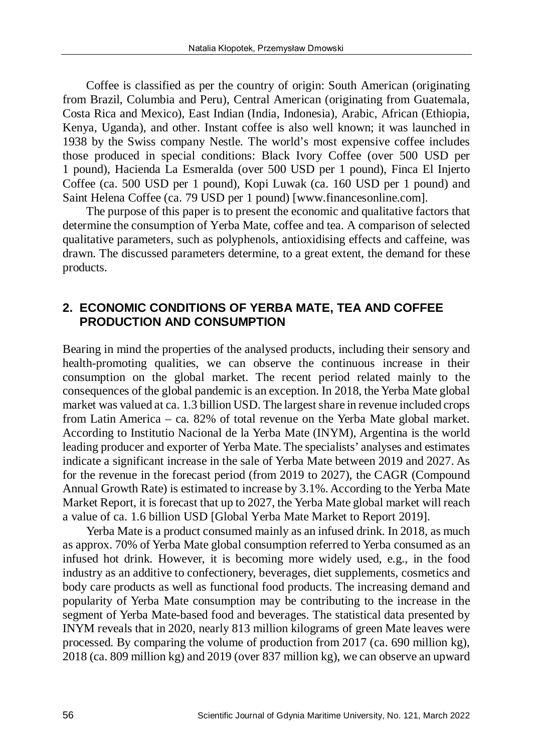Coffee is classified as per the country of origin: South American (originating from Brazil, Columbia and Peru), Central American (originating from Guatemala, Costa Rica and Mexico), East Indian (India, Indonesia), Arabic, African (Ethiopia, Kenya, Uganda), and other. Instant coffee is also well known; it was launched in 1938 by the Swiss company Nestle. The world's most expensive coffee includes those produced in special conditions: Black Ivory Coffee (over 500 USD per 1 pound), Hacienda La Esmeralda (over 500 USD per 1 pound), Finca El Injerto Coffee (ca. 500 USD per 1 pound), Kopi Luwak (ca. 160 USD per 1 pound) and Saint Helena Coffee (ca. 79 USD per 1 pound) [www.financesonline.com].

The purpose of this paper is to present the economic and qualitative factors that determine the consumption of Yerba Mate, coffee and tea. A comparison of selected qualitative parameters, such as polyphenols, antioxidising effects and caffeine, was drawn. The discussed parameters determine, to a great extent, the demand for these products.

## 2. ECONOMIC CONDITIONS OF YERBA MATE, TEA AND COFFEE PRODUCTION AND CONSUMPTION

Bearing in mind the properties of the analysed products, including their sensory and health-promoting qualities, we can observe the continuous increase in their consumption on the global market. The recent period related mainly to the consequences of the global pandemic is an exception. In 2018, the Yerba Mate global market was valued at ca. 1.3 billion USD. The largest share in revenue included crops from Latin America – ca. 82% of total revenue on the Yerba Mate global market. According to Institutio Nacional de la Yerba Mate (INYM), Argentina is the world leading producer and exporter of Yerba Mate. The specialists' analyses and estimates indicate a significant increase in the sale of Yerba Mate between 2019 and 2027. As for the revenue in the forecast period (from 2019 to 2027), the CAGR (Compound Annual Growth Rate) is estimated to increase by 3.1%. According to the Yerba Mate Market Report, it is forecast that up to 2027, the Yerba Mate global market will reach a value of ca. 1.6 billion USD [Global Yerba Mate Market to Report 2019].

Yerba Mate is a product consumed mainly as an infused drink. In 2018, as much as approx. 70% of Yerba Mate global consumption referred to Yerba consumed as an infused hot drink. However, it is becoming more widely used, e.g., in the food industry as an additive to confectionery, beverages, diet supplements, cosmetics and body care products as well as functional food products. The increasing demand and popularity of Yerba Mate consumption may be contributing to the increase in the segment of Yerba Mate-based food and beverages. The statistical data presented by INYM reveals that in 2020, nearly 813 million kilograms of green Mate leaves were processed. By comparing the volume of production from 2017 (ca. 690 million kg), 2018 (ca. 809 million kg) and 2019 (over 837 million kg), we can observe an upward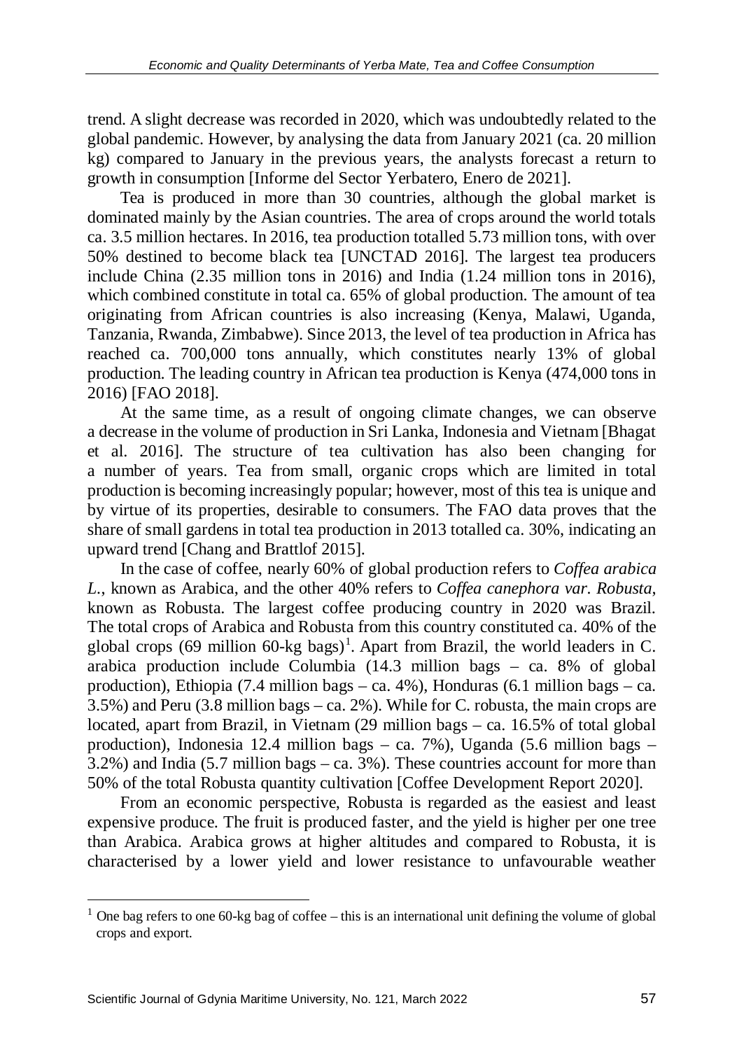trend. A slight decrease was recorded in 2020, which was undoubtedly related to the global pandemic. However, by analysing the data from January 2021 (ca. 20 million kg) compared to January in the previous years, the analysts forecast a return to growth in consumption [Informe del Sector Yerbatero, Enero de 2021].

Tea is produced in more than 30 countries, although the global market is dominated mainly by the Asian countries. The area of crops around the world totals ca. 3.5 million hectares. In 2016, tea production totalled 5.73 million tons, with over 50% destined to become black tea [UNCTAD 2016]. The largest tea producers include China (2.35 million tons in 2016) and India (1.24 million tons in 2016), which combined constitute in total ca. 65% of global production. The amount of tea originating from African countries is also increasing (Kenya, Malawi, Uganda, Tanzania, Rwanda, Zimbabwe). Since 2013, the level of tea production in Africa has reached ca. 700,000 tons annually, which constitutes nearly 13% of global production. The leading country in African tea production is Kenya (474,000 tons in 2016) [FAO 2018].

At the same time, as a result of ongoing climate changes, we can observe a decrease in the volume of production in Sri Lanka, Indonesia and Vietnam [Bhagat et al. 2016]. The structure of tea cultivation has also been changing for a number of years. Tea from small, organic crops which are limited in total production is becoming increasingly popular; however, most of this tea is unique and by virtue of its properties, desirable to consumers. The FAO data proves that the share of small gardens in total tea production in 2013 totalled ca. 30%, indicating an upward trend [Chang and Brattlof 2015].

In the case of coffee, nearly 60% of global production refers to *Coffea arabica L.*, known as Arabica, and the other 40% refers to *Coffea canephora var. Robusta*, known as Robusta. The largest coffee producing country in 2020 was Brazil. The total crops of Arabica and Robusta from this country constituted ca. 40% of the global crops (69 million 60-kg bags)[1]. Apart from Brazil, the world leaders in C. arabica production include Columbia (14.3 million bags – ca. 8% of global production), Ethiopia (7.4 million bags – ca. 4%), Honduras (6.1 million bags – ca. 3.5%) and Peru (3.8 million bags – ca. 2%). While for C. robusta, the main crops are located, apart from Brazil, in Vietnam (29 million bags – ca. 16.5% of total global production), Indonesia 12.4 million bags – ca. 7%), Uganda (5.6 million bags – 3.2%) and India (5.7 million bags – ca. 3%). These countries account for more than 50% of the total Robusta quantity cultivation [Coffee Development Report 2020].

From an economic perspective, Robusta is regarded as the easiest and least expensive produce. The fruit is produced faster, and the yield is higher per one tree than Arabica. Arabica grows at higher altitudes and compared to Robusta, it is characterised by a lower yield and lower resistance to unfavourable weather

[1] One bag refers to one 60-kg bag of coffee – this is an international unit defining the volume of global crops and export.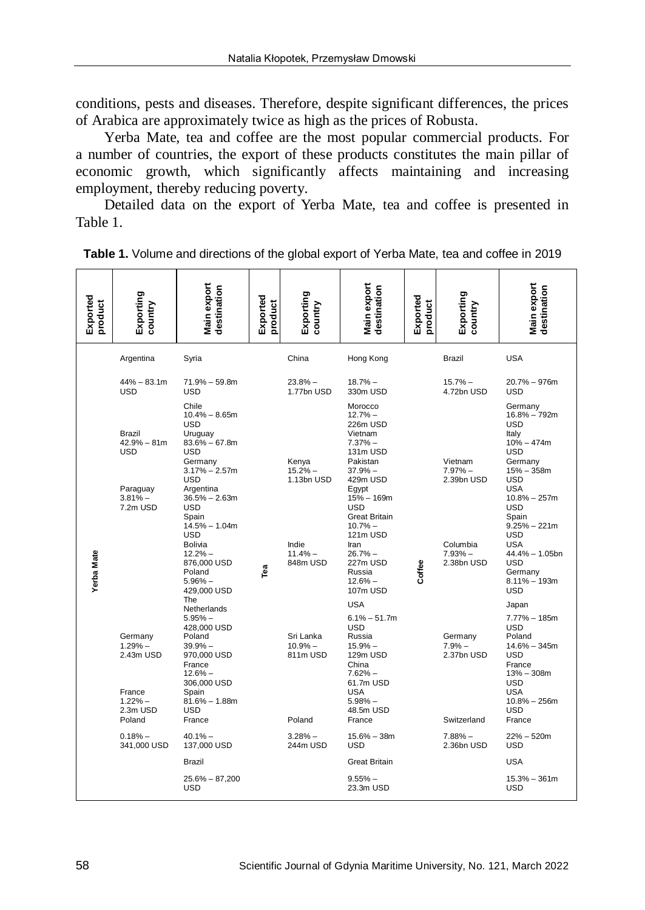conditions, pests and diseases. Therefore, despite significant differences, the prices of Arabica are approximately twice as high as the prices of Robusta.

Yerba Mate, tea and coffee are the most popular commercial products. For a number of countries, the export of these products constitutes the main pillar of economic growth, which significantly affects maintaining and increasing employment, thereby reducing poverty.

Detailed data on the export of Yerba Mate, tea and coffee is presented in Table 1.

**Table 1.** Volume and directions of the global export of Yerba Mate, tea and coffee in 2019

| Exported product | Exporting country | Main export destination | Exported product | Exporting country | Main export destination | Exported product | Exporting country | Main export destination |
|---|---|---|---|---|---|---|---|---|
| Yerba Mate | Argentina<br>44% – 83.1m USD | Syria<br>71.9% – 59.8m USD<br>Chile<br>10.4% – 8.65m USD | Tea | China<br>23.8% – 1.77bn USD | Hong Kong<br>18.7% – 330m USD<br>Morocco<br>12.7% – 226m USD<br>Vietnam<br>7.37% – 131m USD | Coffee | Brazil<br>15.7% – 4.72bn USD | USA<br>20.7% – 976m USD<br>Germany<br>16.8% – 792m USD<br>Italy<br>10% – 474m USD |
| | Brazil<br>42.9% – 81m USD | Uruguay<br>83.6% – 67.8m USD<br>Germany<br>3.17% – 2.57m USD | | Kenya<br>15.2% – 1.13bn USD | Pakistan<br>37.9% – 429m USD<br>Egypt<br>15% – 169m USD<br>Great Britain<br>10.7% – 121m USD | | Vietnam<br>7.97% – 2.39bn USD | Germany<br>15% – 358m USD<br>USA<br>10.8% – 257m USD<br>Spain<br>9.25% – 221m USD |
| | Paraguay<br>3.81% – 7.2m USD | Argentina<br>36.5% – 2.63m USD<br>Spain<br>14.5% – 1.04m USD<br>Bolivia<br>12.2% – 876,000 USD<br>Poland<br>5.96% – 429,000 USD<br>The Netherlands<br>5.95% – 428,000 USD | | Indie<br>11.4% – 848m USD | Iran<br>26.7% – 227m USD<br>Russia<br>12.6% – 107m USD<br>USA<br>6.1% – 51.7m USD | | Columbia<br>7.93% – 2.38bn USD | USA<br>44.4% – 1.05bn USD<br>Germany<br>8.11% – 193m USD<br>Japan<br>7.77% – 185m USD |
| | Germany<br>1.29% – 2.43m USD | Poland<br>39.9% – 970,000 USD<br>France<br>12.6% – 306,000 USD | | Sri Lanka<br>10.9% – 811m USD | Russia<br>15.9% – 129m USD<br>China<br>7.62% – 61.7m USD<br>USA<br>5.98% – 48.5m USD | | Germany<br>7.9% – 2.37bn USD | Poland<br>14.6% – 345m USD<br>France<br>13% – 308m USD<br>USA<br>10.8% – 256m USD |
| | France<br>1.22% – 2.3m USD | Spain<br>81.6% – 1.88m USD | | | | | | |
| | Poland<br>0.18% – 341,000 USD | France<br>40.1% – 137,000 USD<br>Brazil<br>25.6% – 87,200 USD | | Poland<br>3.28% – 244m USD | France<br>15.6% – 38m USD<br>Great Britain<br>9.55% – 23.3m USD | | Switzerland<br>7.88% – 2.36bn USD | France<br>22% – 520m USD<br>USA<br>15.3% – 361m USD |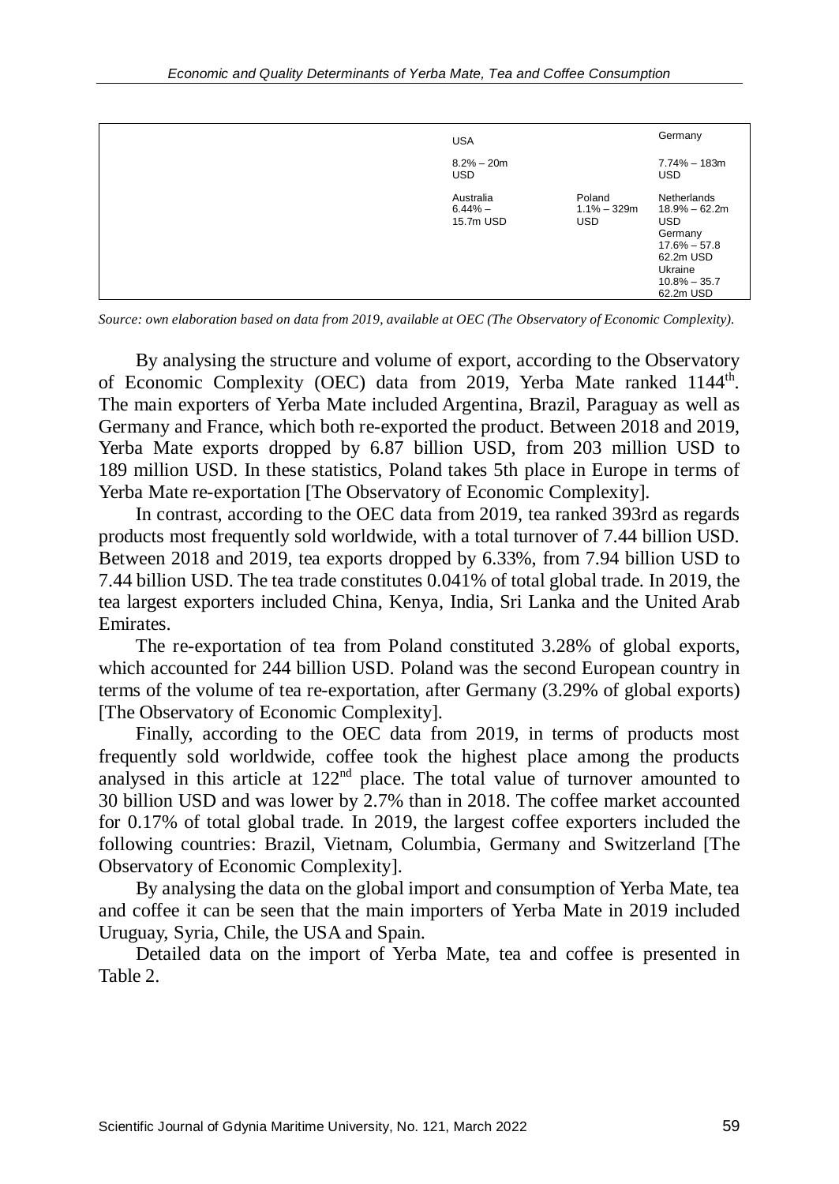| | | | |
|---|---|---|---|
| | USA | | Germany |
| | 8.2% – 20m USD | | 7.74% – 183m USD |
| | Australia 6.44% – 15.7m USD | Poland 1.1% – 329m USD | Netherlands 18.9% – 62.2m USD Germany 17.6% – 57.8 62.2m USD Ukraine 10.8% – 35.7 62.2m USD |

*Source: own elaboration based on data from 2019, available at OEC (The Observatory of Economic Complexity).*

By analysing the structure and volume of export, according to the Observatory of Economic Complexity (OEC) data from 2019, Yerba Mate ranked 1144th. The main exporters of Yerba Mate included Argentina, Brazil, Paraguay as well as Germany and France, which both re-exported the product. Between 2018 and 2019, Yerba Mate exports dropped by 6.87 billion USD, from 203 million USD to 189 million USD. In these statistics, Poland takes 5th place in Europe in terms of Yerba Mate re-exportation [The Observatory of Economic Complexity].

In contrast, according to the OEC data from 2019, tea ranked 393rd as regards products most frequently sold worldwide, with a total turnover of 7.44 billion USD. Between 2018 and 2019, tea exports dropped by 6.33%, from 7.94 billion USD to 7.44 billion USD. The tea trade constitutes 0.041% of total global trade. In 2019, the tea largest exporters included China, Kenya, India, Sri Lanka and the United Arab Emirates.

The re-exportation of tea from Poland constituted 3.28% of global exports, which accounted for 244 billion USD. Poland was the second European country in terms of the volume of tea re-exportation, after Germany (3.29% of global exports) [The Observatory of Economic Complexity].

Finally, according to the OEC data from 2019, in terms of products most frequently sold worldwide, coffee took the highest place among the products analysed in this article at 122nd place. The total value of turnover amounted to 30 billion USD and was lower by 2.7% than in 2018. The coffee market accounted for 0.17% of total global trade. In 2019, the largest coffee exporters included the following countries: Brazil, Vietnam, Columbia, Germany and Switzerland [The Observatory of Economic Complexity].

By analysing the data on the global import and consumption of Yerba Mate, tea and coffee it can be seen that the main importers of Yerba Mate in 2019 included Uruguay, Syria, Chile, the USA and Spain.

Detailed data on the import of Yerba Mate, tea and coffee is presented in Table 2.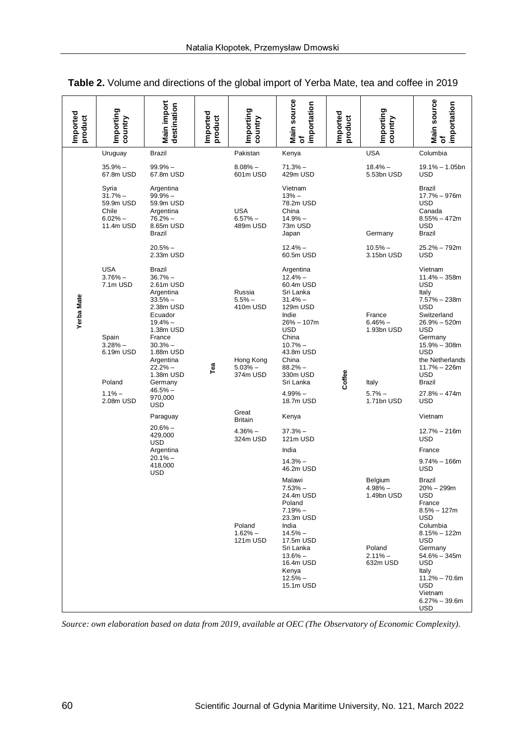**Table 2.** Volume and directions of the global import of Yerba Mate, tea and coffee in 2019

| Imported product | Importing country | Main import destination | Imported product | Importing country | Main source of importation | Imported product | Importing country | Main source of importation |
|---|---|---|---|---|---|---|---|---|
| Yerba Mate | Uruguay 35.9% – 67.8m USD | Brazil 99.9% – 67.8m USD | Tea | Pakistan 8.08% – 601m USD | Kenya 71.3% – 429m USD | Coffee | USA 18.4% – 5.53bn USD | Columbia 19.1% – 1.05bn USD |
| | | | | | Vietnam 13% – 78.2m USD | | | Brazil 17.7% – 976m USD |
| | | | | | | | | Canada 8.55% – 472m USD |
| | Syria 31.7% – 59.9m USD | Argentina 99.9% – 59.9m USD | | USA 6.57% – 489m USD | China 14.9% – 73m USD | | Germany 10.5% – 3.15bn USD | Brazil 25.2% – 792m USD |
| | | | | | Japan 12.4% – 60.5m USD | | | Vietnam 11.4% – 358m USD |
| | | | | | Argentina 12.4% – 60.4m USD | | | Italy 7.57% – 238m USD |
| | Chile 6.02% – 11.4m USD | Argentina 76.2% – 8.65m USD | | Russia 5.5% – 410m USD | Sri Lanka 31.4% – 129m USD | | France 6.46% – 1.93bn USD | Switzerland 26.9% – 520m USD |
| | | Brazil 20.5% – 2.33m USD | | | Indie 26% – 107m USD | | | Germany 15.9% – 308m USD |
| | | | | | China 10.7% – 43.8m USD | | | the Netherlands 11.7% – 226m USD |
| | USA 3.76% – 7.1m USD | Brazil 36.7% – 2.61m USD | | Hong Kong 5.03% – 374m USD | China 88.2% – 330m USD | | Italy 5.7% – 1.71bn USD | Brazil 27.8% – 474m USD |
| | | Argentina 33.5% – 2.38m USD | | | Sri Lanka 4.99% – 18.7m USD | | | Vietnam 12.7% – 216m USD |
| | | Ecuador 19.4% – 1.38m USD | | | | | | France 9.74% – 166m USD |
| | Spain 3.28% – 6.19m USD | France 30.3% – 1.88m USD | | Great Britain 4.36% – 324m USD | Kenya 37.3% – 121m USD | | Belgium 4.98% – 1.49bn USD | Brazil 20% – 299m USD |
| | | Argentina 22.2% – 1.38m USD | | | India 14.3% – 46.2m USD | | | France 8.5% – 127m USD |
| | | | | | Malawi 7.53% – 24.4m USD | | | Columbia 8.15% – 122m USD |
| | | | | | Poland 7.19% – 23.3m USD | | | |
| | Poland 1.1% – 2.08m USD | Germany 46.5% – 970,000 USD | | Poland 1.62% – 121m USD | India 14.5% – 17.5m USD | | Poland 2.11% – 632m USD | Germany 54.6% – 345m USD |
| | | Paraguay 20.6% – 429,000 USD | | | Sri Lanka 13.6% – 16.4m USD | | | Italy 11.2% – 70.6m USD |
| | | Argentina 20.1% – 418,000 USD | | | Kenya 12.5% – 15.1m USD | | | Vietnam 6.27% – 39.6m USD |

*Source: own elaboration based on data from 2019, available at OEC (The Observatory of Economic Complexity).*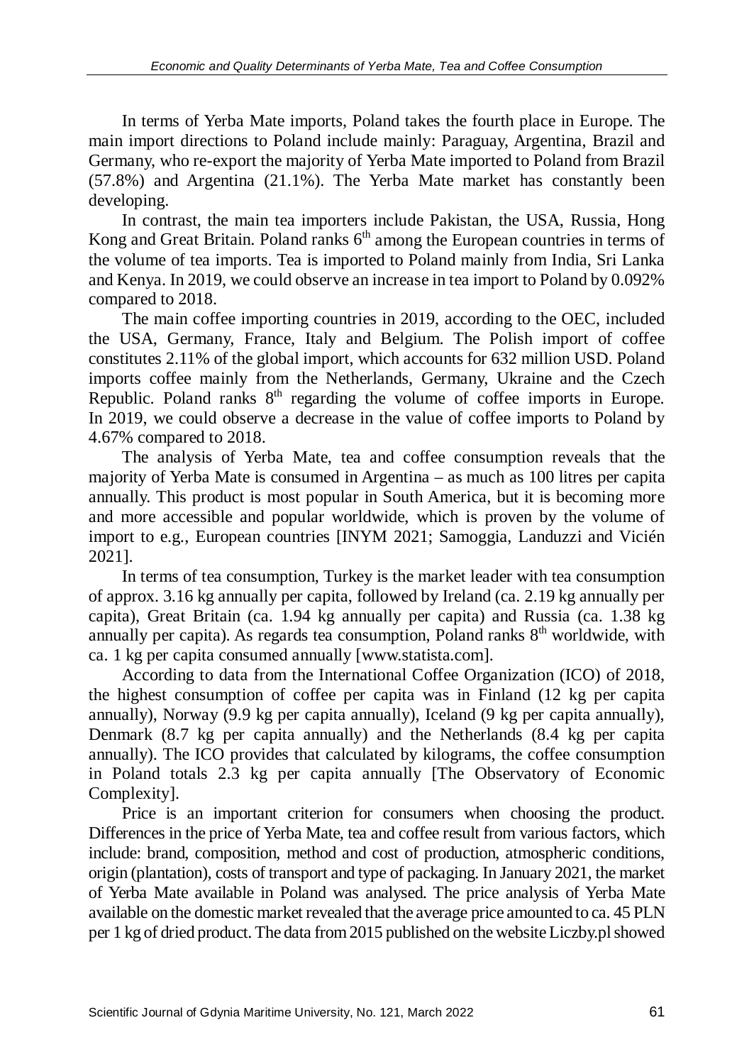In terms of Yerba Mate imports, Poland takes the fourth place in Europe. The main import directions to Poland include mainly: Paraguay, Argentina, Brazil and Germany, who re-export the majority of Yerba Mate imported to Poland from Brazil (57.8%) and Argentina (21.1%). The Yerba Mate market has constantly been developing.

In contrast, the main tea importers include Pakistan, the USA, Russia, Hong Kong and Great Britain. Poland ranks 6th among the European countries in terms of the volume of tea imports. Tea is imported to Poland mainly from India, Sri Lanka and Kenya. In 2019, we could observe an increase in tea import to Poland by 0.092% compared to 2018.

The main coffee importing countries in 2019, according to the OEC, included the USA, Germany, France, Italy and Belgium. The Polish import of coffee constitutes 2.11% of the global import, which accounts for 632 million USD. Poland imports coffee mainly from the Netherlands, Germany, Ukraine and the Czech Republic. Poland ranks 8th regarding the volume of coffee imports in Europe. In 2019, we could observe a decrease in the value of coffee imports to Poland by 4.67% compared to 2018.

The analysis of Yerba Mate, tea and coffee consumption reveals that the majority of Yerba Mate is consumed in Argentina – as much as 100 litres per capita annually. This product is most popular in South America, but it is becoming more and more accessible and popular worldwide, which is proven by the volume of import to e.g., European countries [INYM 2021; Samoggia, Landuzzi and Vicién 2021].

In terms of tea consumption, Turkey is the market leader with tea consumption of approx. 3.16 kg annually per capita, followed by Ireland (ca. 2.19 kg annually per capita), Great Britain (ca. 1.94 kg annually per capita) and Russia (ca. 1.38 kg annually per capita). As regards tea consumption, Poland ranks 8th worldwide, with ca. 1 kg per capita consumed annually [www.statista.com].

According to data from the International Coffee Organization (ICO) of 2018, the highest consumption of coffee per capita was in Finland (12 kg per capita annually), Norway (9.9 kg per capita annually), Iceland (9 kg per capita annually), Denmark (8.7 kg per capita annually) and the Netherlands (8.4 kg per capita annually). The ICO provides that calculated by kilograms, the coffee consumption in Poland totals 2.3 kg per capita annually [The Observatory of Economic Complexity].

Price is an important criterion for consumers when choosing the product. Differences in the price of Yerba Mate, tea and coffee result from various factors, which include: brand, composition, method and cost of production, atmospheric conditions, origin (plantation), costs of transport and type of packaging. In January 2021, the market of Yerba Mate available in Poland was analysed. The price analysis of Yerba Mate available on the domestic market revealed that the average price amounted to ca. 45 PLN per 1 kg of dried product. The data from 2015 published on the website Liczby.pl showed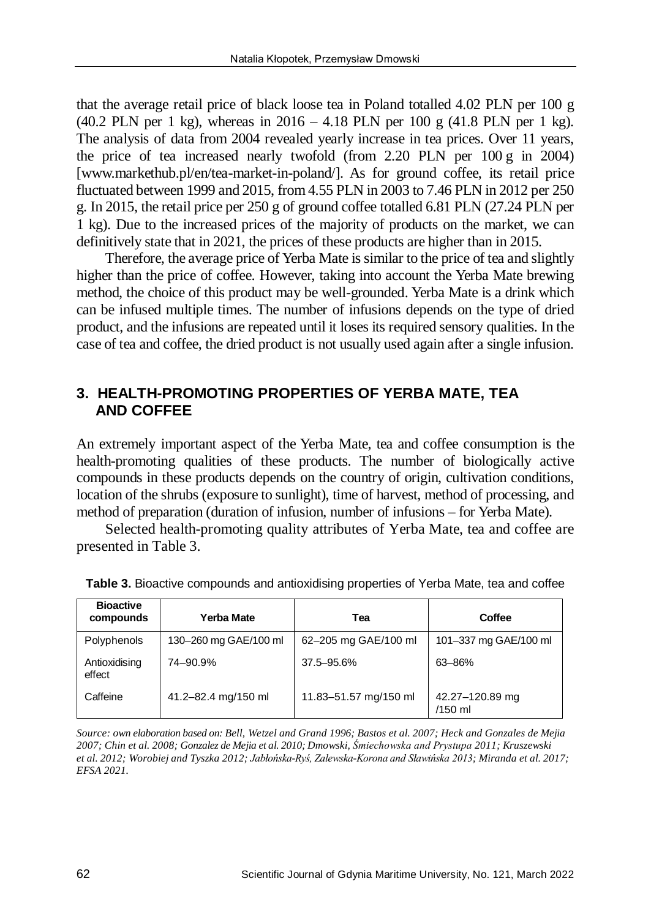that the average retail price of black loose tea in Poland totalled 4.02 PLN per 100 g (40.2 PLN per 1 kg), whereas in 2016 – 4.18 PLN per 100 g (41.8 PLN per 1 kg). The analysis of data from 2004 revealed yearly increase in tea prices. Over 11 years, the price of tea increased nearly twofold (from 2.20 PLN per 100 g in 2004) [www.markethub.pl/en/tea-market-in-poland/]. As for ground coffee, its retail price fluctuated between 1999 and 2015, from 4.55 PLN in 2003 to 7.46 PLN in 2012 per 250 g. In 2015, the retail price per 250 g of ground coffee totalled 6.81 PLN (27.24 PLN per 1 kg). Due to the increased prices of the majority of products on the market, we can definitively state that in 2021, the prices of these products are higher than in 2015.

Therefore, the average price of Yerba Mate is similar to the price of tea and slightly higher than the price of coffee. However, taking into account the Yerba Mate brewing method, the choice of this product may be well-grounded. Yerba Mate is a drink which can be infused multiple times. The number of infusions depends on the type of dried product, and the infusions are repeated until it loses its required sensory qualities. In the case of tea and coffee, the dried product is not usually used again after a single infusion.

## 3. HEALTH-PROMOTING PROPERTIES OF YERBA MATE, TEA AND COFFEE

An extremely important aspect of the Yerba Mate, tea and coffee consumption is the health-promoting qualities of these products. The number of biologically active compounds in these products depends on the country of origin, cultivation conditions, location of the shrubs (exposure to sunlight), time of harvest, method of processing, and method of preparation (duration of infusion, number of infusions – for Yerba Mate).

Selected health-promoting quality attributes of Yerba Mate, tea and coffee are presented in Table 3.

**Table 3.** Bioactive compounds and antioxidising properties of Yerba Mate, tea and coffee

| Bioactive compounds | Yerba Mate | Tea | Coffee |
|---|---|---|---|
| Polyphenols | 130–260 mg GAE/100 ml | 62–205 mg GAE/100 ml | 101–337 mg GAE/100 ml |
| Antioxidising effect | 74–90.9% | 37.5–95.6% | 63–86% |
| Caffeine | 41.2–82.4 mg/150 ml | 11.83–51.57 mg/150 ml | 42.27–120.89 mg /150 ml |

*Source: own elaboration based on: Bell, Wetzel and Grand 1996; Bastos et al. 2007; Heck and Gonzales de Mejia 2007; Chin et al. 2008; Gonzalez de Mejia et al. 2010; Dmowski, Śmiechowska and Prystupa 2011; Kruszewski et al. 2012; Worobiej and Tyszka 2012; Jabłońska-Ryś, Zalewska-Korona and Sławińska 2013; Miranda et al. 2017; EFSA 2021.*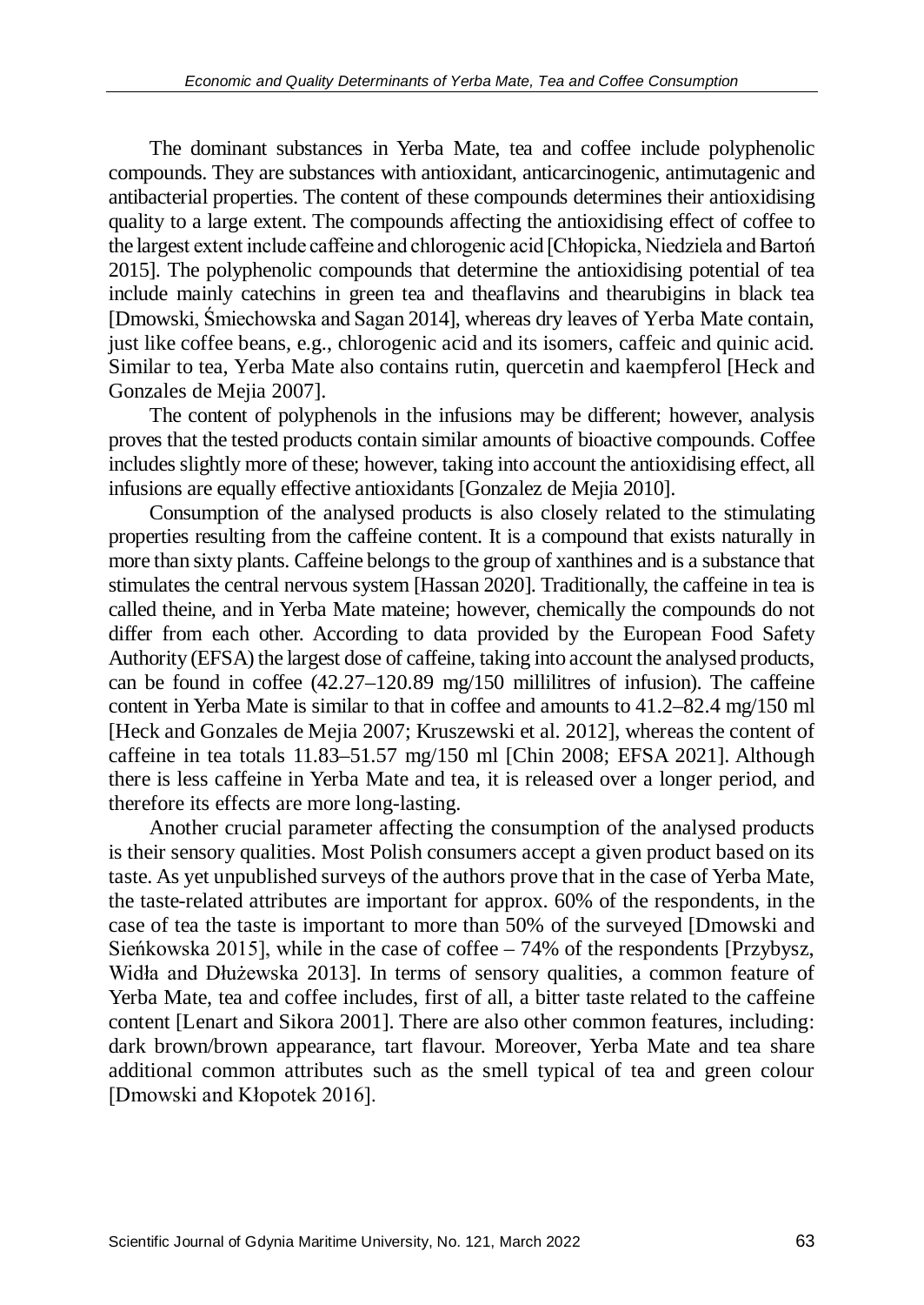The dominant substances in Yerba Mate, tea and coffee include polyphenolic compounds. They are substances with antioxidant, anticarcinogenic, antimutagenic and antibacterial properties. The content of these compounds determines their antioxidising quality to a large extent. The compounds affecting the antioxidising effect of coffee to the largest extent include caffeine and chlorogenic acid [Chłopicka, Niedziela and Bartoń 2015]. The polyphenolic compounds that determine the antioxidising potential of tea include mainly catechins in green tea and theaflavins and thearubigins in black tea [Dmowski, Śmiechowska and Sagan 2014], whereas dry leaves of Yerba Mate contain, just like coffee beans, e.g., chlorogenic acid and its isomers, caffeic and quinic acid. Similar to tea, Yerba Mate also contains rutin, quercetin and kaempferol [Heck and Gonzales de Mejia 2007].

The content of polyphenols in the infusions may be different; however, analysis proves that the tested products contain similar amounts of bioactive compounds. Coffee includes slightly more of these; however, taking into account the antioxidising effect, all infusions are equally effective antioxidants [Gonzalez de Mejia 2010].

Consumption of the analysed products is also closely related to the stimulating properties resulting from the caffeine content. It is a compound that exists naturally in more than sixty plants. Caffeine belongs to the group of xanthines and is a substance that stimulates the central nervous system [Hassan 2020]. Traditionally, the caffeine in tea is called theine, and in Yerba Mate mateine; however, chemically the compounds do not differ from each other. According to data provided by the European Food Safety Authority (EFSA) the largest dose of caffeine, taking into account the analysed products, can be found in coffee (42.27–120.89 mg/150 millilitres of infusion). The caffeine content in Yerba Mate is similar to that in coffee and amounts to 41.2–82.4 mg/150 ml [Heck and Gonzales de Mejia 2007; Kruszewski et al. 2012], whereas the content of caffeine in tea totals 11.83–51.57 mg/150 ml [Chin 2008; EFSA 2021]. Although there is less caffeine in Yerba Mate and tea, it is released over a longer period, and therefore its effects are more long-lasting.

Another crucial parameter affecting the consumption of the analysed products is their sensory qualities. Most Polish consumers accept a given product based on its taste. As yet unpublished surveys of the authors prove that in the case of Yerba Mate, the taste-related attributes are important for approx. 60% of the respondents, in the case of tea the taste is important to more than 50% of the surveyed [Dmowski and Sieńkowska 2015], while in the case of coffee – 74% of the respondents [Przybysz, Widła and Dłużewska 2013]. In terms of sensory qualities, a common feature of Yerba Mate, tea and coffee includes, first of all, a bitter taste related to the caffeine content [Lenart and Sikora 2001]. There are also other common features, including: dark brown/brown appearance, tart flavour. Moreover, Yerba Mate and tea share additional common attributes such as the smell typical of tea and green colour [Dmowski and Kłopotek 2016].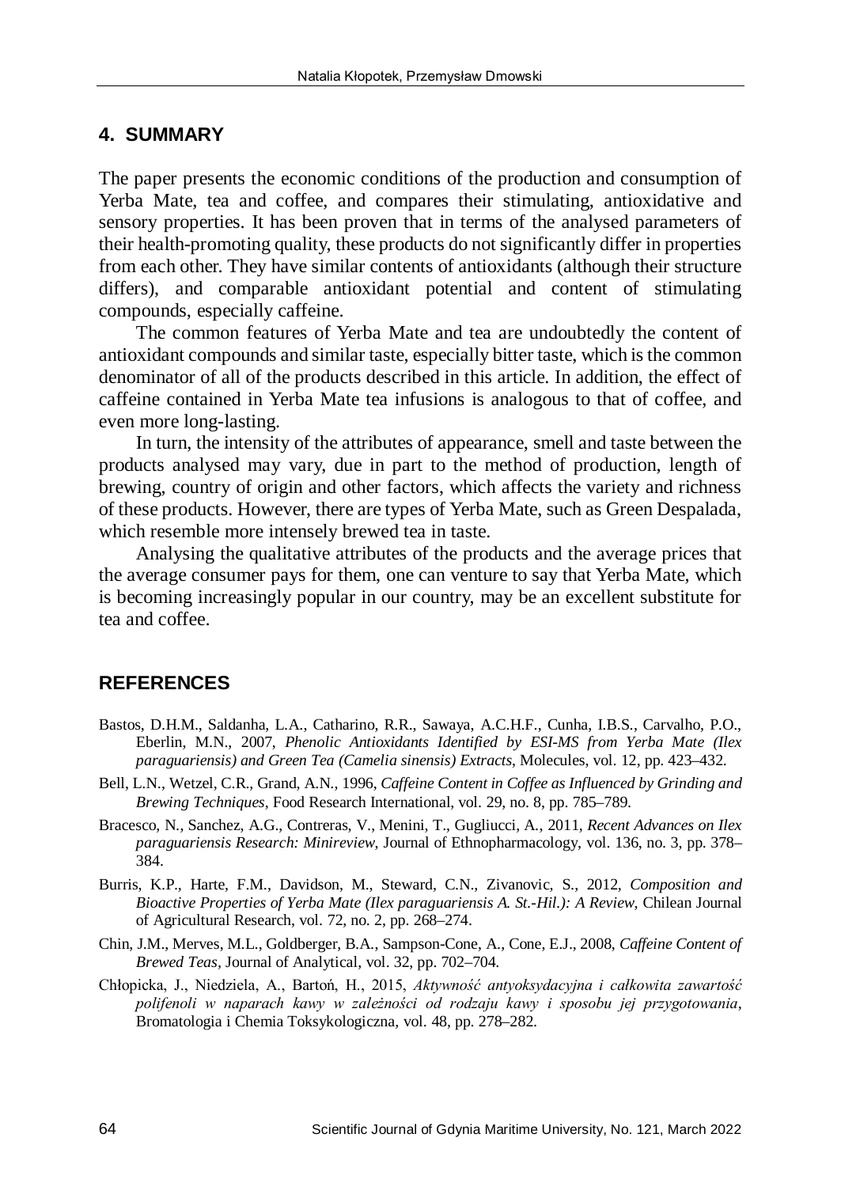## 4. SUMMARY

The paper presents the economic conditions of the production and consumption of Yerba Mate, tea and coffee, and compares their stimulating, antioxidative and sensory properties. It has been proven that in terms of the analysed parameters of their health-promoting quality, these products do not significantly differ in properties from each other. They have similar contents of antioxidants (although their structure differs), and comparable antioxidant potential and content of stimulating compounds, especially caffeine.

The common features of Yerba Mate and tea are undoubtedly the content of antioxidant compounds and similar taste, especially bitter taste, which is the common denominator of all of the products described in this article. In addition, the effect of caffeine contained in Yerba Mate tea infusions is analogous to that of coffee, and even more long-lasting.

In turn, the intensity of the attributes of appearance, smell and taste between the products analysed may vary, due in part to the method of production, length of brewing, country of origin and other factors, which affects the variety and richness of these products. However, there are types of Yerba Mate, such as Green Despalada, which resemble more intensely brewed tea in taste.

Analysing the qualitative attributes of the products and the average prices that the average consumer pays for them, one can venture to say that Yerba Mate, which is becoming increasingly popular in our country, may be an excellent substitute for tea and coffee.

## REFERENCES

Bastos, D.H.M., Saldanha, L.A., Catharino, R.R., Sawaya, A.C.H.F., Cunha, I.B.S., Carvalho, P.O., Eberlin, M.N., 2007, *Phenolic Antioxidants Identified by ESI-MS from Yerba Mate (Ilex paraguariensis) and Green Tea (Camelia sinensis) Extracts*, Molecules, vol. 12, pp. 423–432.

Bell, L.N., Wetzel, C.R., Grand, A.N., 1996, *Caffeine Content in Coffee as Influenced by Grinding and Brewing Techniques*, Food Research International, vol. 29, no. 8, pp. 785–789.

Bracesco, N., Sanchez, A.G., Contreras, V., Menini, T., Gugliucci, A., 2011, *Recent Advances on Ilex paraguariensis Research: Minireview*, Journal of Ethnopharmacology, vol. 136, no. 3, pp. 378–384.

Burris, K.P., Harte, F.M., Davidson, M., Steward, C.N., Zivanovic, S., 2012, *Composition and Bioactive Properties of Yerba Mate (Ilex paraguariensis A. St.-Hil.): A Review*, Chilean Journal of Agricultural Research, vol. 72, no. 2, pp. 268–274.

Chin, J.M., Merves, M.L., Goldberger, B.A., Sampson-Cone, A., Cone, E.J., 2008, *Caffeine Content of Brewed Teas*, Journal of Analytical, vol. 32, pp. 702–704.

Chłopicka, J., Niedziela, A., Bartoń, H., 2015, *Aktywność antyoksydacyjna i całkowita zawartość polifenoli w naparach kawy w zależności od rodzaju kawy i sposobu jej przygotowania*, Bromatologia i Chemia Toksykologiczna, vol. 48, pp. 278–282.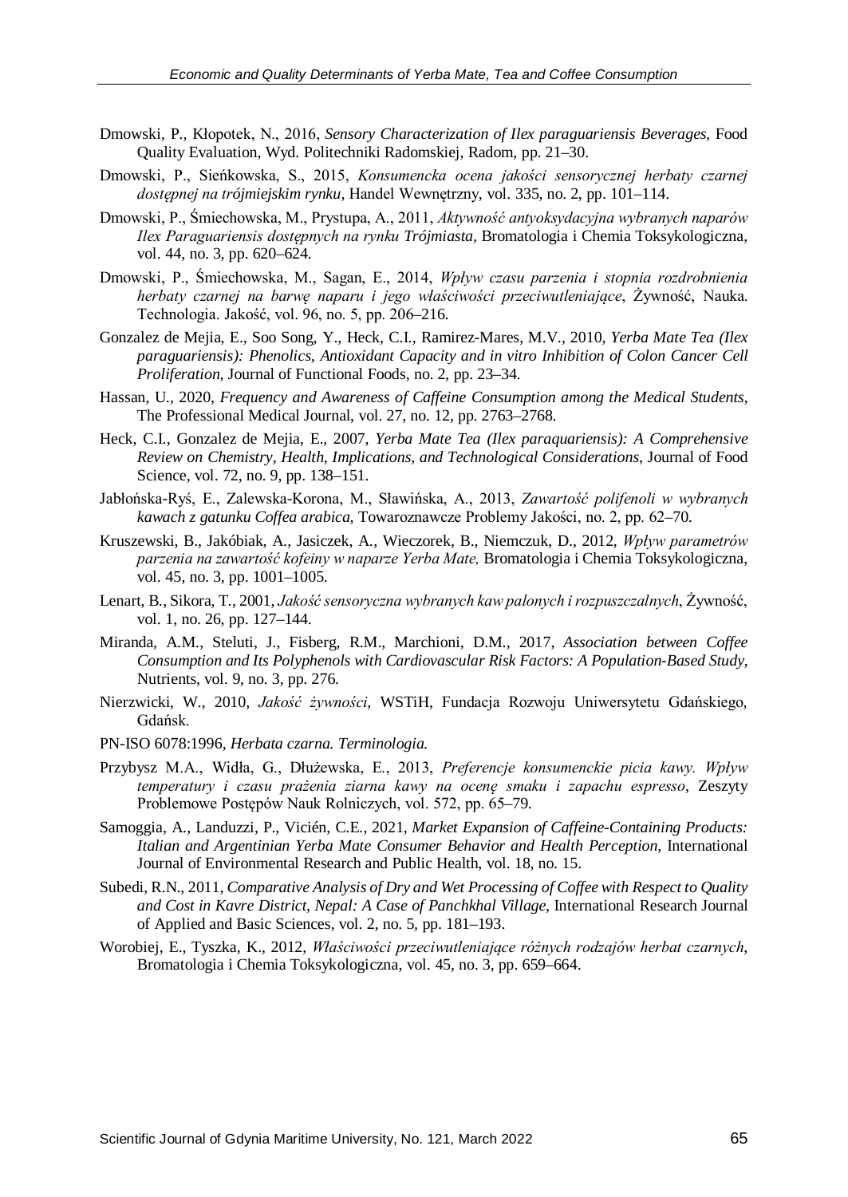Dmowski, P., Kłopotek, N., 2016, *Sensory Characterization of Ilex paraguariensis Beverages*, Food Quality Evaluation, Wyd. Politechniki Radomskiej, Radom, pp. 21–30.

Dmowski, P., Sieńkowska, S., 2015, *Konsumencka ocena jakości sensorycznej herbaty czarnej dostępnej na trójmiejskim rynku*, Handel Wewnętrzny, vol. 335, no. 2, pp. 101–114.

Dmowski, P., Śmiechowska, M., Prystupa, A., 2011, *Aktywność antyoksydacyjna wybranych naparów Ilex Paraguariensis dostępnych na rynku Trójmiasta*, Bromatologia i Chemia Toksykologiczna, vol. 44, no. 3, pp. 620–624.

Dmowski, P., Śmiechowska, M., Sagan, E., 2014, *Wpływ czasu parzenia i stopnia rozdrobnienia herbaty czarnej na barwę naparu i jego właściwości przeciwutleniające*, Żywność, Nauka. Technologia. Jakość, vol. 96, no. 5, pp. 206–216.

Gonzalez de Mejia, E., Soo Song, Y., Heck, C.I., Ramirez-Mares, M.V., 2010, *Yerba Mate Tea (Ilex paraguariensis): Phenolics, Antioxidant Capacity and in vitro Inhibition of Colon Cancer Cell Proliferation*, Journal of Functional Foods, no. 2, pp. 23–34.

Hassan, U., 2020, *Frequency and Awareness of Caffeine Consumption among the Medical Students*, The Professional Medical Journal, vol. 27, no. 12, pp. 2763–2768.

Heck, C.I., Gonzalez de Mejia, E., 2007, *Yerba Mate Tea (Ilex paraquariensis): A Comprehensive Review on Chemistry, Health, Implications, and Technological Considerations*, Journal of Food Science, vol. 72, no. 9, pp. 138–151.

Jabłońska-Ryś, E., Zalewska-Korona, M., Sławińska, A., 2013, *Zawartość polifenoli w wybranych kawach z gatunku Coffea arabica,* Towaroznawcze Problemy Jakości, no. 2, pp. 62–70.

Kruszewski, B., Jakóbiak, A., Jasiczek, A., Wieczorek, B., Niemczuk, D., 2012, *Wpływ parametrów parzenia na zawartość kofeiny w naparze Yerba Mate,* Bromatologia i Chemia Toksykologiczna, vol. 45, no. 3, pp. 1001–1005.

Lenart, B., Sikora, T., 2001, *Jakość sensoryczna wybranych kaw palonych i rozpuszczalnych*, Żywność, vol. 1, no. 26, pp. 127–144.

Miranda, A.M., Steluti, J., Fisberg, R.M., Marchioni, D.M., 2017, *Association between Coffee Consumption and Its Polyphenols with Cardiovascular Risk Factors: A Population-Based Study*, Nutrients, vol. 9, no. 3, pp. 276.

Nierzwicki, W., 2010, *Jakość żywności*, WSTiH, Fundacja Rozwoju Uniwersytetu Gdańskiego, Gdańsk.

PN-ISO 6078:1996, *Herbata czarna. Terminologia.*

Przybysz M.A., Widła, G., Dłużewska, E., 2013, *Preferencje konsumenckie picia kawy. Wpływ temperatury i czasu prażenia ziarna kawy na ocenę smaku i zapachu espresso*, Zeszyty Problemowe Postępów Nauk Rolniczych, vol. 572, pp. 65–79.

Samoggia, A., Landuzzi, P., Vicién, C.E., 2021, *Market Expansion of Caffeine-Containing Products: Italian and Argentinian Yerba Mate Consumer Behavior and Health Perception*, International Journal of Environmental Research and Public Health, vol. 18, no. 15.

Subedi, R.N., 2011, *Comparative Analysis of Dry and Wet Processing of Coffee with Respect to Quality and Cost in Kavre District, Nepal: A Case of Panchkhal Village*, International Research Journal of Applied and Basic Sciences, vol. 2, no. 5, pp. 181–193.

Worobiej, E., Tyszka, K., 2012, *Właściwości przeciwutleniające różnych rodzajów herbat czarnych*, Bromatologia i Chemia Toksykologiczna, vol. 45, no. 3, pp. 659–664.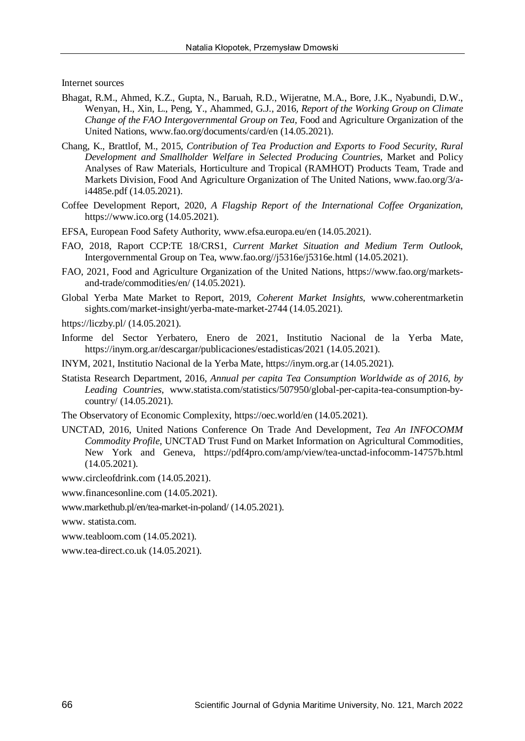Internet sources

Bhagat, R.M., Ahmed, K.Z., Gupta, N., Baruah, R.D., Wijeratne, M.A., Bore, J.K., Nyabundi, D.W., Wenyan, H., Xin, L., Peng, Y., Ahammed, G.J., 2016, *Report of the Working Group on Climate Change of the FAO Intergovernmental Group on Tea*, Food and Agriculture Organization of the United Nations, www.fao.org/documents/card/en (14.05.2021).

Chang, K., Brattlof, M., 2015, *Contribution of Tea Production and Exports to Food Security, Rural Development and Smallholder Welfare in Selected Producing Countries*, Market and Policy Analyses of Raw Materials, Horticulture and Tropical (RAMHOT) Products Team, Trade and Markets Division, Food And Agriculture Organization of The United Nations, www.fao.org/3/a-i4485e.pdf (14.05.2021).

Coffee Development Report, 2020, *A Flagship Report of the International Coffee Organization*, https://www.ico.org (14.05.2021).

EFSA, European Food Safety Authority, www.efsa.europa.eu/en (14.05.2021).

FAO, 2018, Raport CCP:TE 18/CRS1, *Current Market Situation and Medium Term Outlook*, Intergovernmental Group on Tea, www.fao.org//j5316e/j5316e.html (14.05.2021).

FAO, 2021, Food and Agriculture Organization of the United Nations, https://www.fao.org/markets-and-trade/commodities/en/ (14.05.2021).

Global Yerba Mate Market to Report, 2019, *Coherent Market Insights*, www.coherentmarketinsights.com/market-insight/yerba-mate-market-2744 (14.05.2021).

https://liczby.pl/ (14.05.2021).

Informe del Sector Yerbatero, Enero de 2021, Institutio Nacional de la Yerba Mate, https://inym.org.ar/descargar/publicaciones/estadisticas/2021 (14.05.2021).

INYM, 2021, Institutio Nacional de la Yerba Mate, https://inym.org.ar (14.05.2021).

Statista Research Department, 2016, *Annual per capita Tea Consumption Worldwide as of 2016, by Leading Countries*, www.statista.com/statistics/507950/global-per-capita-tea-consumption-by-country/ (14.05.2021).

The Observatory of Economic Complexity, https://oec.world/en (14.05.2021).

UNCTAD, 2016, United Nations Conference On Trade And Development, *Tea An INFOCOMM Commodity Profile*, UNCTAD Trust Fund on Market Information on Agricultural Commodities, New York and Geneva, https://pdf4pro.com/amp/view/tea-unctad-infocomm-14757b.html (14.05.2021).

www.circleofdrink.com (14.05.2021).

www.financesonline.com (14.05.2021).

www.markethub.pl/en/tea-market-in-poland/ (14.05.2021).

www. statista.com.

www.teabloom.com (14.05.2021).

www.tea-direct.co.uk (14.05.2021).